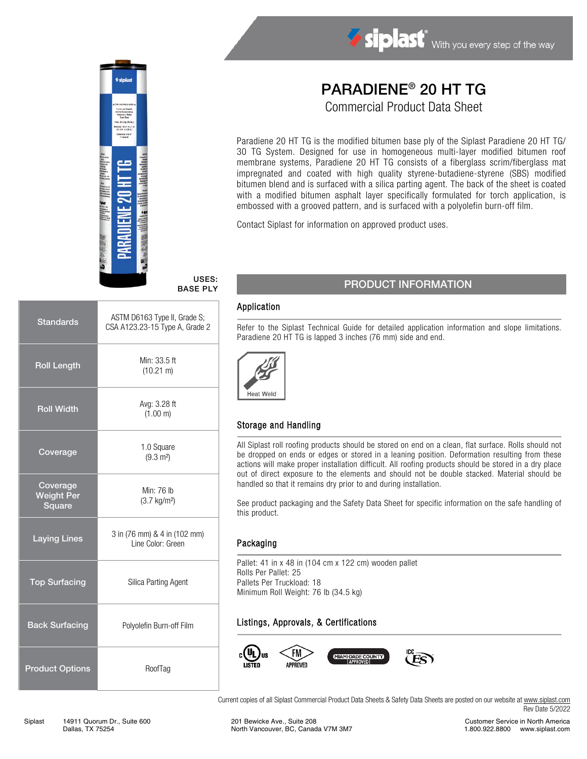siplast® With you every step of the way

# PARADIENE® 20 HT TG

## Commercial Product Data Sheet

Paradiene 20 HT TG is the modified bitumen base ply of the Siplast Paradiene 20 HT TG/ 30 TG System. Designed for use in homogeneous multi-layer modified bitumen roof membrane systems, Paradiene 20 HT TG consists of a fiberglass scrim/fiberglass mat impregnated and coated with high quality styrene-butadiene-styrene (SBS) modified bitumen blend and is surfaced with a silica parting agent. The back of the sheet is coated with a modified bitumen asphalt layer specifically formulated for torch application, is embossed with a grooved pattern, and is surfaced with a polyolefin burn-off film.

Contact Siplast for information on approved product uses.

**USES:**
**BASE PLY**

| | |
|---|---|
| **Standards** | ASTM D6163 Type II, Grade S; CSA A123.23-15 Type A, Grade 2 |
| **Roll Length** | Min: 33.5 ft (10.21 m) |
| **Roll Width** | Avg: 3.28 ft (1.00 m) |
| **Coverage** | 1.0 Square (9.3 m²) |
| **Coverage Weight Per Square** | Min: 76 lb (3.7 kg/m²) |
| **Laying Lines** | 3 in (76 mm) & 4 in (102 mm) Line Color: Green |
| **Top Surfacing** | Silica Parting Agent |
| **Back Surfacing** | Polyolefin Burn-off Film |
| **Product Options** | RoofTag |

## PRODUCT INFORMATION

### Application

Refer to the Siplast Technical Guide for detailed application information and slope limitations. Paradiene 20 HT TG is lapped 3 inches (76 mm) side and end.

Heat Weld

### Storage and Handling

All Siplast roll roofing products should be stored on end on a clean, flat surface. Rolls should not be dropped on ends or edges or stored in a leaning position. Deformation resulting from these actions will make proper installation difficult. All roofing products should be stored in a dry place out of direct exposure to the elements and should not be double stacked. Material should be handled so that it remains dry prior to and during installation.

See product packaging and the Safety Data Sheet for specific information on the safe handling of this product.

### Packaging

Pallet: 41 in x 48 in (104 cm x 122 cm) wooden pallet
Rolls Per Pallet: 25
Pallets Per Truckload: 18
Minimum Roll Weight: 76 lb (34.5 kg)

### Listings, Approvals, & Certifications

c UL us LISTED · FM APPROVED · MIAMI-DADE COUNTY APPROVED · ICC ES

Current copies of all Siplast Commercial Product Data Sheets & Safety Data Sheets are posted on our website at www.siplast.com
Rev Date 5/2022

Siplast 14911 Quorum Dr., Suite 600 Dallas, TX 75254

201 Bewicke Ave., Suite 208 North Vancouver, BC, Canada V7M 3M7

Customer Service in North America 1.800.922.8800 www.siplast.com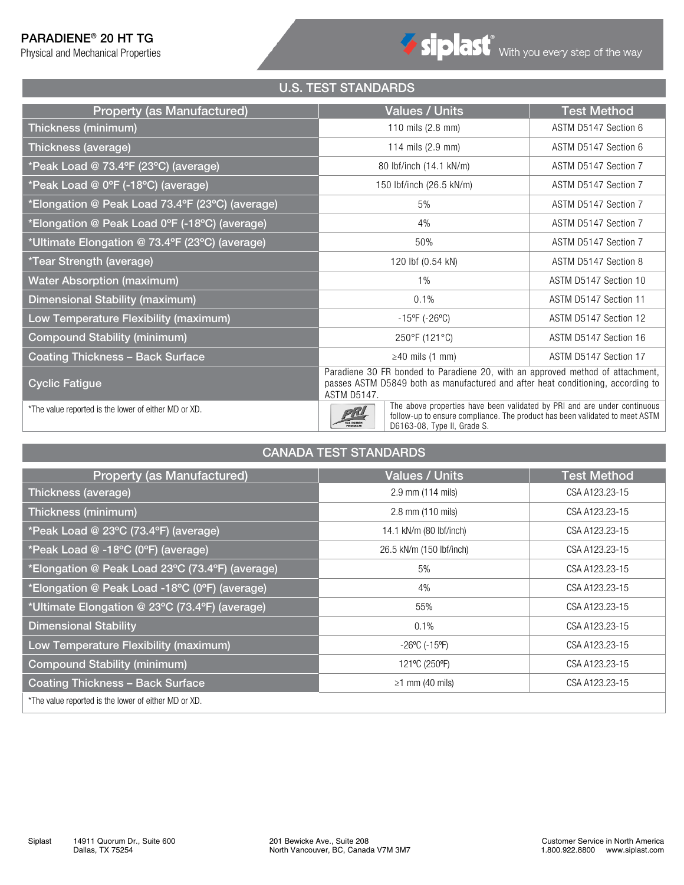# PARADIENE® 20 HT TG

Physical and Mechanical Properties

With you every step of the way

## U.S. TEST STANDARDS

| Property (as Manufactured) | Values / Units | Test Method |
|---|---|---|
| Thickness (minimum) | 110 mils (2.8 mm) | ASTM D5147 Section 6 |
| Thickness (average) | 114 mils (2.9 mm) | ASTM D5147 Section 6 |
| *Peak Load @ 73.4°F (23°C) (average) | 80 lbf/inch (14.1 kN/m) | ASTM D5147 Section 7 |
| *Peak Load @ 0°F (-18°C) (average) | 150 lbf/inch (26.5 kN/m) | ASTM D5147 Section 7 |
| *Elongation @ Peak Load 73.4°F (23°C) (average) | 5% | ASTM D5147 Section 7 |
| *Elongation @ Peak Load 0°F (-18°C) (average) | 4% | ASTM D5147 Section 7 |
| *Ultimate Elongation @ 73.4°F (23°C) (average) | 50% | ASTM D5147 Section 7 |
| *Tear Strength (average) | 120 lbf (0.54 kN) | ASTM D5147 Section 8 |
| Water Absorption (maximum) | 1% | ASTM D5147 Section 10 |
| Dimensional Stability (maximum) | 0.1% | ASTM D5147 Section 11 |
| Low Temperature Flexibility (maximum) | -15°F (-26°C) | ASTM D5147 Section 12 |
| Compound Stability (minimum) | 250°F (121°C) | ASTM D5147 Section 16 |
| Coating Thickness – Back Surface | ≥40 mils (1 mm) | ASTM D5147 Section 17 |
| Cyclic Fatigue | Paradiene 30 FR bonded to Paradiene 20, with an approved method of attachment, passes ASTM D5849 both as manufactured and after heat conditioning, according to ASTM D5147. | |
| *The value reported is the lower of either MD or XD. | PRI VALIDATION PROGRAM – The above properties have been validated by PRI and are under continuous follow-up to ensure compliance. The product has been validated to meet ASTM D6163-08, Type II, Grade S. | |

## CANADA TEST STANDARDS

| Property (as Manufactured) | Values / Units | Test Method |
|---|---|---|
| Thickness (average) | 2.9 mm (114 mils) | CSA A123.23-15 |
| Thickness (minimum) | 2.8 mm (110 mils) | CSA A123.23-15 |
| *Peak Load @ 23°C (73.4°F) (average) | 14.1 kN/m (80 lbf/inch) | CSA A123.23-15 |
| *Peak Load @ -18°C (0°F) (average) | 26.5 kN/m (150 lbf/inch) | CSA A123.23-15 |
| *Elongation @ Peak Load 23°C (73.4°F) (average) | 5% | CSA A123.23-15 |
| *Elongation @ Peak Load -18°C (0°F) (average) | 4% | CSA A123.23-15 |
| *Ultimate Elongation @ 23°C (73.4°F) (average) | 55% | CSA A123.23-15 |
| Dimensional Stability | 0.1% | CSA A123.23-15 |
| Low Temperature Flexibility (maximum) | -26°C (-15°F) | CSA A123.23-15 |
| Compound Stability (minimum) | 121°C (250°F) | CSA A123.23-15 |
| Coating Thickness – Back Surface | ≥1 mm (40 mils) | CSA A123.23-15 |

*The value reported is the lower of either MD or XD.

Siplast 14911 Quorum Dr., Suite 600 Dallas, TX 75254 | 201 Bewicke Ave., Suite 208 North Vancouver, BC, Canada V7M 3M7 | Customer Service in North America 1.800.922.8800 www.siplast.com